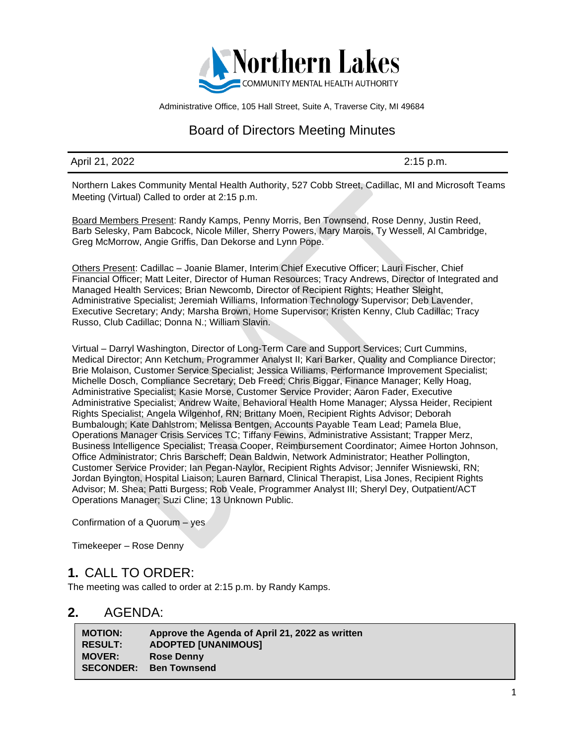# Northern Lakes

COMMUNITY MENTAL HEALTH AUTHORITY

Administrative Office, 105 Hall Street, Suite A, Traverse City, MI 49684

## Board of Directors Meeting Minutes

| April 21, 2022 | 2:15 p.m. |
|---|---|

Northern Lakes Community Mental Health Authority, 527 Cobb Street, Cadillac, MI and Microsoft Teams Meeting (Virtual) Called to order at 2:15 p.m.

Board Members Present: Randy Kamps, Penny Morris, Ben Townsend, Rose Denny, Justin Reed, Barb Selesky, Pam Babcock, Nicole Miller, Sherry Powers, Mary Marois, Ty Wessell, Al Cambridge, Greg McMorrow, Angie Griffis, Dan Dekorse and Lynn Pope.

Others Present: Cadillac – Joanie Blamer, Interim Chief Executive Officer; Lauri Fischer, Chief Financial Officer; Matt Leiter, Director of Human Resources; Tracy Andrews, Director of Integrated and Managed Health Services; Brian Newcomb, Director of Recipient Rights; Heather Sleight, Administrative Specialist; Jeremiah Williams, Information Technology Supervisor; Deb Lavender, Executive Secretary; Andy; Marsha Brown, Home Supervisor; Kristen Kenny, Club Cadillac; Tracy Russo, Club Cadillac; Donna N.; William Slavin.

Virtual – Darryl Washington, Director of Long-Term Care and Support Services; Curt Cummins, Medical Director; Ann Ketchum, Programmer Analyst II; Kari Barker, Quality and Compliance Director; Brie Molaison, Customer Service Specialist; Jessica Williams, Performance Improvement Specialist; Michelle Dosch, Compliance Secretary; Deb Freed; Chris Biggar, Finance Manager; Kelly Hoag, Administrative Specialist; Kasie Morse, Customer Service Provider; Aaron Fader, Executive Administrative Specialist; Andrew Waite, Behavioral Health Home Manager; Alyssa Heider, Recipient Rights Specialist; Angela Wilgenhof, RN; Brittany Moen, Recipient Rights Advisor; Deborah Bumbalough; Kate Dahlstrom; Melissa Bentgen, Accounts Payable Team Lead; Pamela Blue, Operations Manager Crisis Services TC; Tiffany Fewins, Administrative Assistant; Trapper Merz, Business Intelligence Specialist; Treasa Cooper, Reimbursement Coordinator; Aimee Horton Johnson, Office Administrator; Chris Barscheff; Dean Baldwin, Network Administrator; Heather Pollington, Customer Service Provider; Ian Pegan-Naylor, Recipient Rights Advisor; Jennifer Wisniewski, RN; Jordan Byington, Hospital Liaison; Lauren Barnard, Clinical Therapist, Lisa Jones, Recipient Rights Advisor; M. Shea; Patti Burgess; Rob Veale, Programmer Analyst III; Sheryl Dey, Outpatient/ACT Operations Manager; Suzi Cline; 13 Unknown Public.

Confirmation of a Quorum – yes

Timekeeper – Rose Denny

## 1. CALL TO ORDER:

The meeting was called to order at 2:15 p.m. by Randy Kamps.

## 2. AGENDA:

| | |
|---|---|
| **MOTION:** | **Approve the Agenda of April 21, 2022 as written** |
| **RESULT:** | **ADOPTED [UNANIMOUS]** |
| **MOVER:** | **Rose Denny** |
| **SECONDER:** | **Ben Townsend** |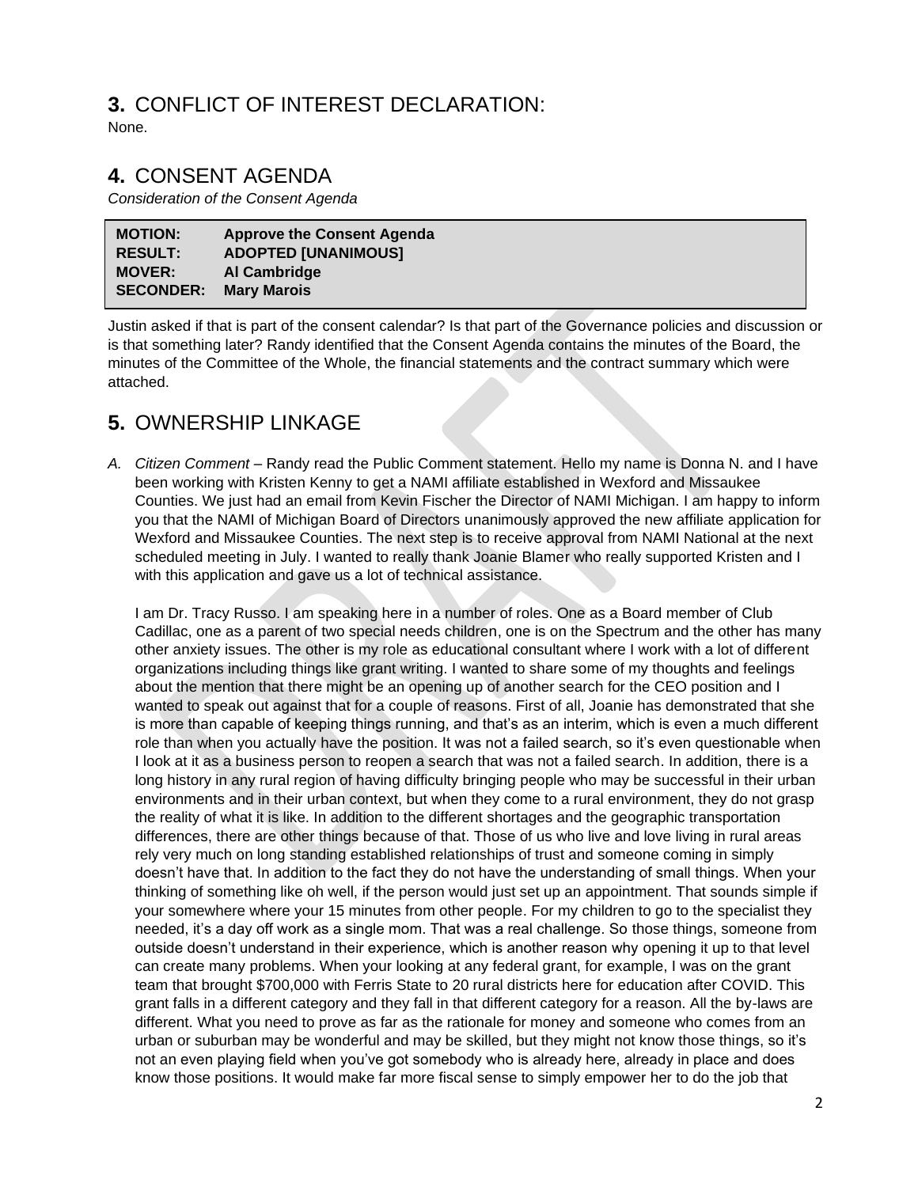## 3. CONFLICT OF INTEREST DECLARATION:

None.

## 4. CONSENT AGENDA

*Consideration of the Consent Agenda*

| | |
|---|---|
| **MOTION:** | **Approve the Consent Agenda** |
| **RESULT:** | **ADOPTED [UNANIMOUS]** |
| **MOVER:** | **Al Cambridge** |
| **SECONDER:** | **Mary Marois** |

Justin asked if that is part of the consent calendar? Is that part of the Governance policies and discussion or is that something later? Randy identified that the Consent Agenda contains the minutes of the Board, the minutes of the Committee of the Whole, the financial statements and the contract summary which were attached.

## 5. OWNERSHIP LINKAGE

A. *Citizen Comment* – Randy read the Public Comment statement. Hello my name is Donna N. and I have been working with Kristen Kenny to get a NAMI affiliate established in Wexford and Missaukee Counties. We just had an email from Kevin Fischer the Director of NAMI Michigan. I am happy to inform you that the NAMI of Michigan Board of Directors unanimously approved the new affiliate application for Wexford and Missaukee Counties. The next step is to receive approval from NAMI National at the next scheduled meeting in July. I wanted to really thank Joanie Blamer who really supported Kristen and I with this application and gave us a lot of technical assistance.

   I am Dr. Tracy Russo. I am speaking here in a number of roles. One as a Board member of Club Cadillac, one as a parent of two special needs children, one is on the Spectrum and the other has many other anxiety issues. The other is my role as educational consultant where I work with a lot of different organizations including things like grant writing. I wanted to share some of my thoughts and feelings about the mention that there might be an opening up of another search for the CEO position and I wanted to speak out against that for a couple of reasons. First of all, Joanie has demonstrated that she is more than capable of keeping things running, and that's as an interim, which is even a much different role than when you actually have the position. It was not a failed search, so it's even questionable when I look at it as a business person to reopen a search that was not a failed search. In addition, there is a long history in any rural region of having difficulty bringing people who may be successful in their urban environments and in their urban context, but when they come to a rural environment, they do not grasp the reality of what it is like. In addition to the different shortages and the geographic transportation differences, there are other things because of that. Those of us who live and love living in rural areas rely very much on long standing established relationships of trust and someone coming in simply doesn't have that. In addition to the fact they do not have the understanding of small things. When your thinking of something like oh well, if the person would just set up an appointment. That sounds simple if your somewhere where your 15 minutes from other people. For my children to go to the specialist they needed, it's a day off work as a single mom. That was a real challenge. So those things, someone from outside doesn't understand in their experience, which is another reason why opening it up to that level can create many problems. When your looking at any federal grant, for example, I was on the grant team that brought $700,000 with Ferris State to 20 rural districts here for education after COVID. This grant falls in a different category and they fall in that different category for a reason. All the by-laws are different. What you need to prove as far as the rationale for money and someone who comes from an urban or suburban may be wonderful and may be skilled, but they might not know those things, so it's not an even playing field when you've got somebody who is already here, already in place and does know those positions. It would make far more fiscal sense to simply empower her to do the job that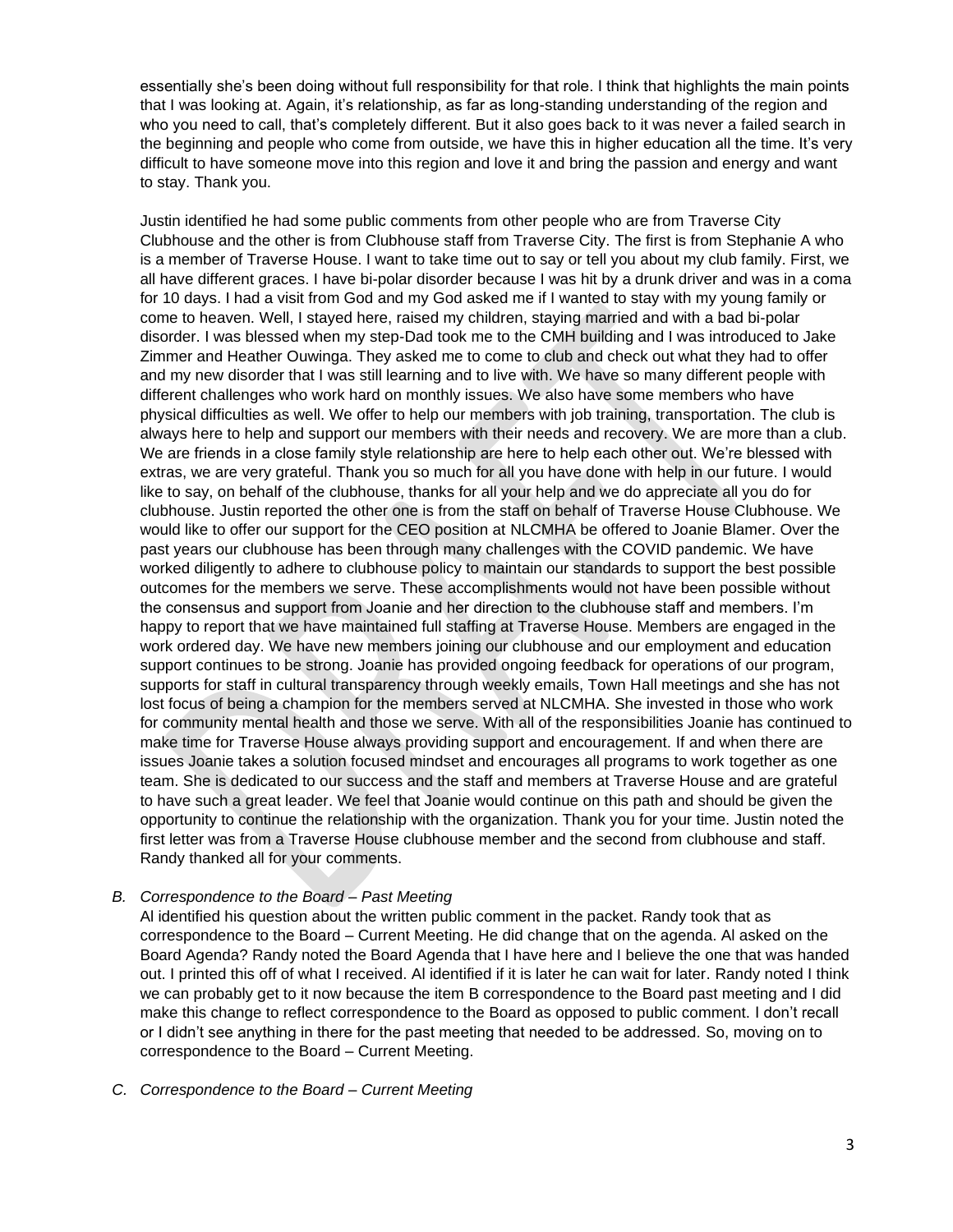essentially she's been doing without full responsibility for that role. I think that highlights the main points that I was looking at. Again, it's relationship, as far as long-standing understanding of the region and who you need to call, that's completely different. But it also goes back to it was never a failed search in the beginning and people who come from outside, we have this in higher education all the time. It's very difficult to have someone move into this region and love it and bring the passion and energy and want to stay. Thank you.

Justin identified he had some public comments from other people who are from Traverse City Clubhouse and the other is from Clubhouse staff from Traverse City. The first is from Stephanie A who is a member of Traverse House. I want to take time out to say or tell you about my club family. First, we all have different graces. I have bi-polar disorder because I was hit by a drunk driver and was in a coma for 10 days. I had a visit from God and my God asked me if I wanted to stay with my young family or come to heaven. Well, I stayed here, raised my children, staying married and with a bad bi-polar disorder. I was blessed when my step-Dad took me to the CMH building and I was introduced to Jake Zimmer and Heather Ouwinga. They asked me to come to club and check out what they had to offer and my new disorder that I was still learning and to live with. We have so many different people with different challenges who work hard on monthly issues. We also have some members who have physical difficulties as well. We offer to help our members with job training, transportation. The club is always here to help and support our members with their needs and recovery. We are more than a club. We are friends in a close family style relationship are here to help each other out. We're blessed with extras, we are very grateful. Thank you so much for all you have done with help in our future. I would like to say, on behalf of the clubhouse, thanks for all your help and we do appreciate all you do for clubhouse. Justin reported the other one is from the staff on behalf of Traverse House Clubhouse. We would like to offer our support for the CEO position at NLCMHA be offered to Joanie Blamer. Over the past years our clubhouse has been through many challenges with the COVID pandemic. We have worked diligently to adhere to clubhouse policy to maintain our standards to support the best possible outcomes for the members we serve. These accomplishments would not have been possible without the consensus and support from Joanie and her direction to the clubhouse staff and members. I'm happy to report that we have maintained full staffing at Traverse House. Members are engaged in the work ordered day. We have new members joining our clubhouse and our employment and education support continues to be strong. Joanie has provided ongoing feedback for operations of our program, supports for staff in cultural transparency through weekly emails, Town Hall meetings and she has not lost focus of being a champion for the members served at NLCMHA. She invested in those who work for community mental health and those we serve. With all of the responsibilities Joanie has continued to make time for Traverse House always providing support and encouragement. If and when there are issues Joanie takes a solution focused mindset and encourages all programs to work together as one team. She is dedicated to our success and the staff and members at Traverse House and are grateful to have such a great leader. We feel that Joanie would continue on this path and should be given the opportunity to continue the relationship with the organization. Thank you for your time. Justin noted the first letter was from a Traverse House clubhouse member and the second from clubhouse and staff. Randy thanked all for your comments.

*B. Correspondence to the Board – Past Meeting*

Al identified his question about the written public comment in the packet. Randy took that as correspondence to the Board – Current Meeting. He did change that on the agenda. Al asked on the Board Agenda? Randy noted the Board Agenda that I have here and I believe the one that was handed out. I printed this off of what I received. Al identified if it is later he can wait for later. Randy noted I think we can probably get to it now because the item B correspondence to the Board past meeting and I did make this change to reflect correspondence to the Board as opposed to public comment. I don't recall or I didn't see anything in there for the past meeting that needed to be addressed. So, moving on to correspondence to the Board – Current Meeting.

*C. Correspondence to the Board – Current Meeting*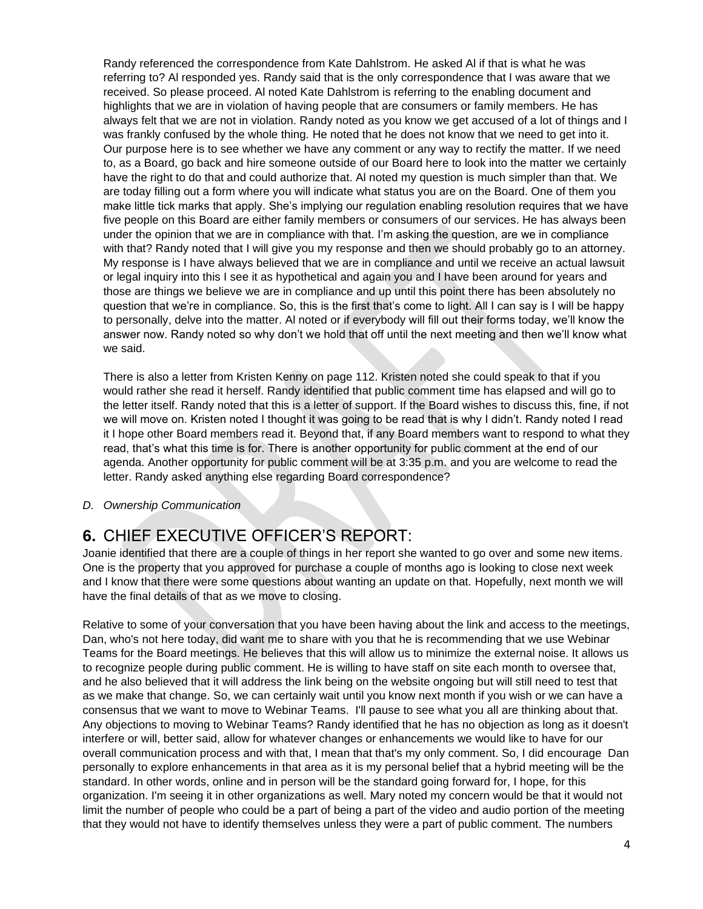Randy referenced the correspondence from Kate Dahlstrom. He asked Al if that is what he was referring to? Al responded yes. Randy said that is the only correspondence that I was aware that we received. So please proceed. Al noted Kate Dahlstrom is referring to the enabling document and highlights that we are in violation of having people that are consumers or family members. He has always felt that we are not in violation. Randy noted as you know we get accused of a lot of things and I was frankly confused by the whole thing. He noted that he does not know that we need to get into it. Our purpose here is to see whether we have any comment or any way to rectify the matter. If we need to, as a Board, go back and hire someone outside of our Board here to look into the matter we certainly have the right to do that and could authorize that. Al noted my question is much simpler than that. We are today filling out a form where you will indicate what status you are on the Board. One of them you make little tick marks that apply. She's implying our regulation enabling resolution requires that we have five people on this Board are either family members or consumers of our services. He has always been under the opinion that we are in compliance with that. I'm asking the question, are we in compliance with that? Randy noted that I will give you my response and then we should probably go to an attorney. My response is I have always believed that we are in compliance and until we receive an actual lawsuit or legal inquiry into this I see it as hypothetical and again you and I have been around for years and those are things we believe we are in compliance and up until this point there has been absolutely no question that we're in compliance. So, this is the first that's come to light. All I can say is I will be happy to personally, delve into the matter. Al noted or if everybody will fill out their forms today, we'll know the answer now. Randy noted so why don't we hold that off until the next meeting and then we'll know what we said.

There is also a letter from Kristen Kenny on page 112. Kristen noted she could speak to that if you would rather she read it herself. Randy identified that public comment time has elapsed and will go to the letter itself. Randy noted that this is a letter of support. If the Board wishes to discuss this, fine, if not we will move on. Kristen noted I thought it was going to be read that is why I didn't. Randy noted I read it I hope other Board members read it. Beyond that, if any Board members want to respond to what they read, that's what this time is for. There is another opportunity for public comment at the end of our agenda. Another opportunity for public comment will be at 3:35 p.m. and you are welcome to read the letter. Randy asked anything else regarding Board correspondence?

*D. Ownership Communication*

## 6. CHIEF EXECUTIVE OFFICER'S REPORT:

Joanie identified that there are a couple of things in her report she wanted to go over and some new items. One is the property that you approved for purchase a couple of months ago is looking to close next week and I know that there were some questions about wanting an update on that. Hopefully, next month we will have the final details of that as we move to closing.

Relative to some of your conversation that you have been having about the link and access to the meetings, Dan, who's not here today, did want me to share with you that he is recommending that we use Webinar Teams for the Board meetings. He believes that this will allow us to minimize the external noise. It allows us to recognize people during public comment. He is willing to have staff on site each month to oversee that, and he also believed that it will address the link being on the website ongoing but will still need to test that as we make that change. So, we can certainly wait until you know next month if you wish or we can have a consensus that we want to move to Webinar Teams. I'll pause to see what you all are thinking about that. Any objections to moving to Webinar Teams? Randy identified that he has no objection as long as it doesn't interfere or will, better said, allow for whatever changes or enhancements we would like to have for our overall communication process and with that, I mean that that's my only comment. So, I did encourage Dan personally to explore enhancements in that area as it is my personal belief that a hybrid meeting will be the standard. In other words, online and in person will be the standard going forward for, I hope, for this organization. I'm seeing it in other organizations as well. Mary noted my concern would be that it would not limit the number of people who could be a part of being a part of the video and audio portion of the meeting that they would not have to identify themselves unless they were a part of public comment. The numbers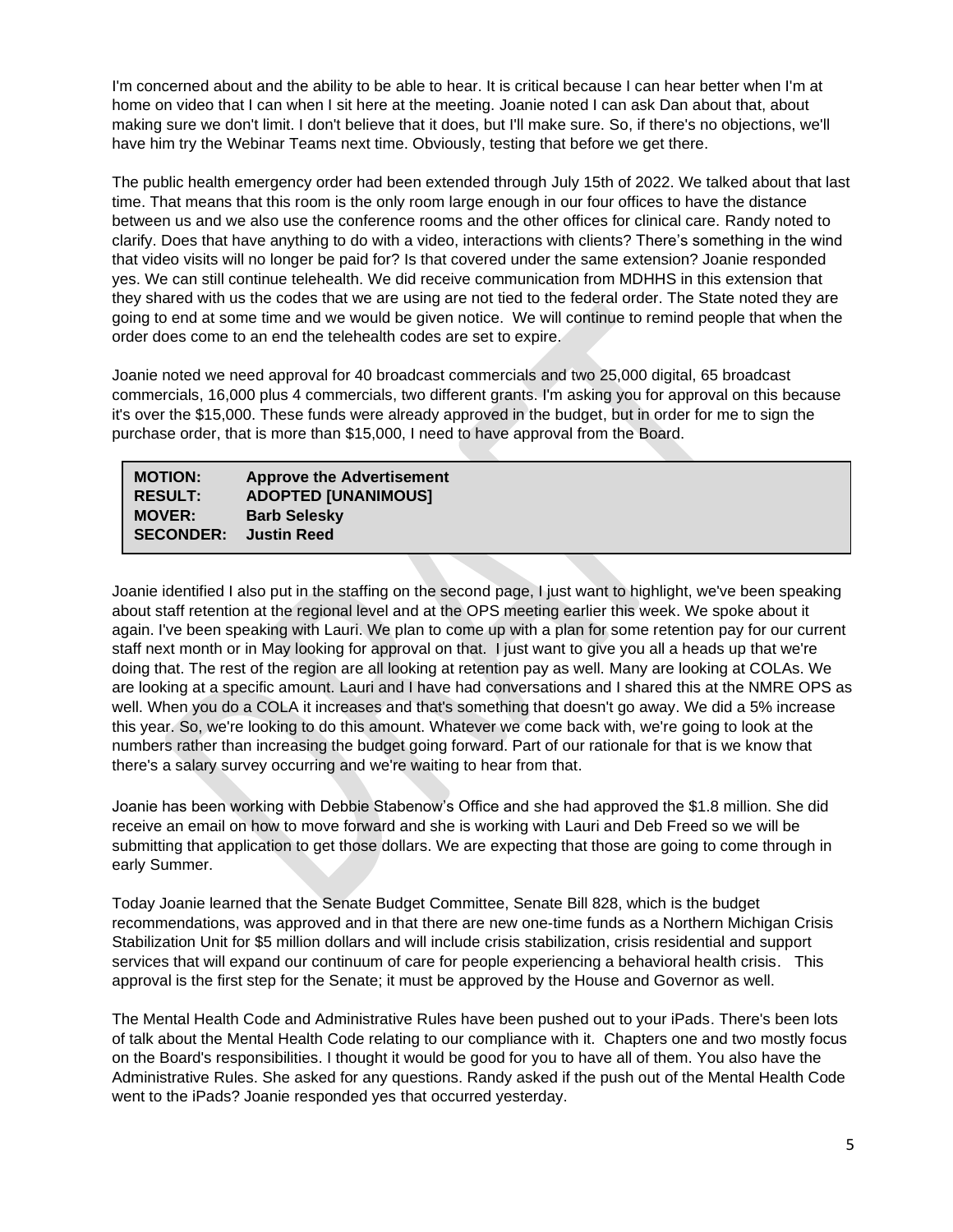I'm concerned about and the ability to be able to hear. It is critical because I can hear better when I'm at home on video that I can when I sit here at the meeting. Joanie noted I can ask Dan about that, about making sure we don't limit. I don't believe that it does, but I'll make sure. So, if there's no objections, we'll have him try the Webinar Teams next time. Obviously, testing that before we get there.

The public health emergency order had been extended through July 15th of 2022. We talked about that last time. That means that this room is the only room large enough in our four offices to have the distance between us and we also use the conference rooms and the other offices for clinical care. Randy noted to clarify. Does that have anything to do with a video, interactions with clients? There's something in the wind that video visits will no longer be paid for? Is that covered under the same extension? Joanie responded yes. We can still continue telehealth. We did receive communication from MDHHS in this extension that they shared with us the codes that we are using are not tied to the federal order. The State noted they are going to end at some time and we would be given notice. We will continue to remind people that when the order does come to an end the telehealth codes are set to expire.

Joanie noted we need approval for 40 broadcast commercials and two 25,000 digital, 65 broadcast commercials, 16,000 plus 4 commercials, two different grants. I'm asking you for approval on this because it's over the $15,000. These funds were already approved in the budget, but in order for me to sign the purchase order, that is more than $15,000, I need to have approval from the Board.

| | |
|---|---|
| **MOTION:** | **Approve the Advertisement** |
| **RESULT:** | **ADOPTED [UNANIMOUS]** |
| **MOVER:** | **Barb Selesky** |
| **SECONDER:** | **Justin Reed** |

Joanie identified I also put in the staffing on the second page, I just want to highlight, we've been speaking about staff retention at the regional level and at the OPS meeting earlier this week. We spoke about it again. I've been speaking with Lauri. We plan to come up with a plan for some retention pay for our current staff next month or in May looking for approval on that. I just want to give you all a heads up that we're doing that. The rest of the region are all looking at retention pay as well. Many are looking at COLAs. We are looking at a specific amount. Lauri and I have had conversations and I shared this at the NMRE OPS as well. When you do a COLA it increases and that's something that doesn't go away. We did a 5% increase this year. So, we're looking to do this amount. Whatever we come back with, we're going to look at the numbers rather than increasing the budget going forward. Part of our rationale for that is we know that there's a salary survey occurring and we're waiting to hear from that.

Joanie has been working with Debbie Stabenow's Office and she had approved the $1.8 million. She did receive an email on how to move forward and she is working with Lauri and Deb Freed so we will be submitting that application to get those dollars. We are expecting that those are going to come through in early Summer.

Today Joanie learned that the Senate Budget Committee, Senate Bill 828, which is the budget recommendations, was approved and in that there are new one-time funds as a Northern Michigan Crisis Stabilization Unit for $5 million dollars and will include crisis stabilization, crisis residential and support services that will expand our continuum of care for people experiencing a behavioral health crisis. This approval is the first step for the Senate; it must be approved by the House and Governor as well.

The Mental Health Code and Administrative Rules have been pushed out to your iPads. There's been lots of talk about the Mental Health Code relating to our compliance with it. Chapters one and two mostly focus on the Board's responsibilities. I thought it would be good for you to have all of them. You also have the Administrative Rules. She asked for any questions. Randy asked if the push out of the Mental Health Code went to the iPads? Joanie responded yes that occurred yesterday.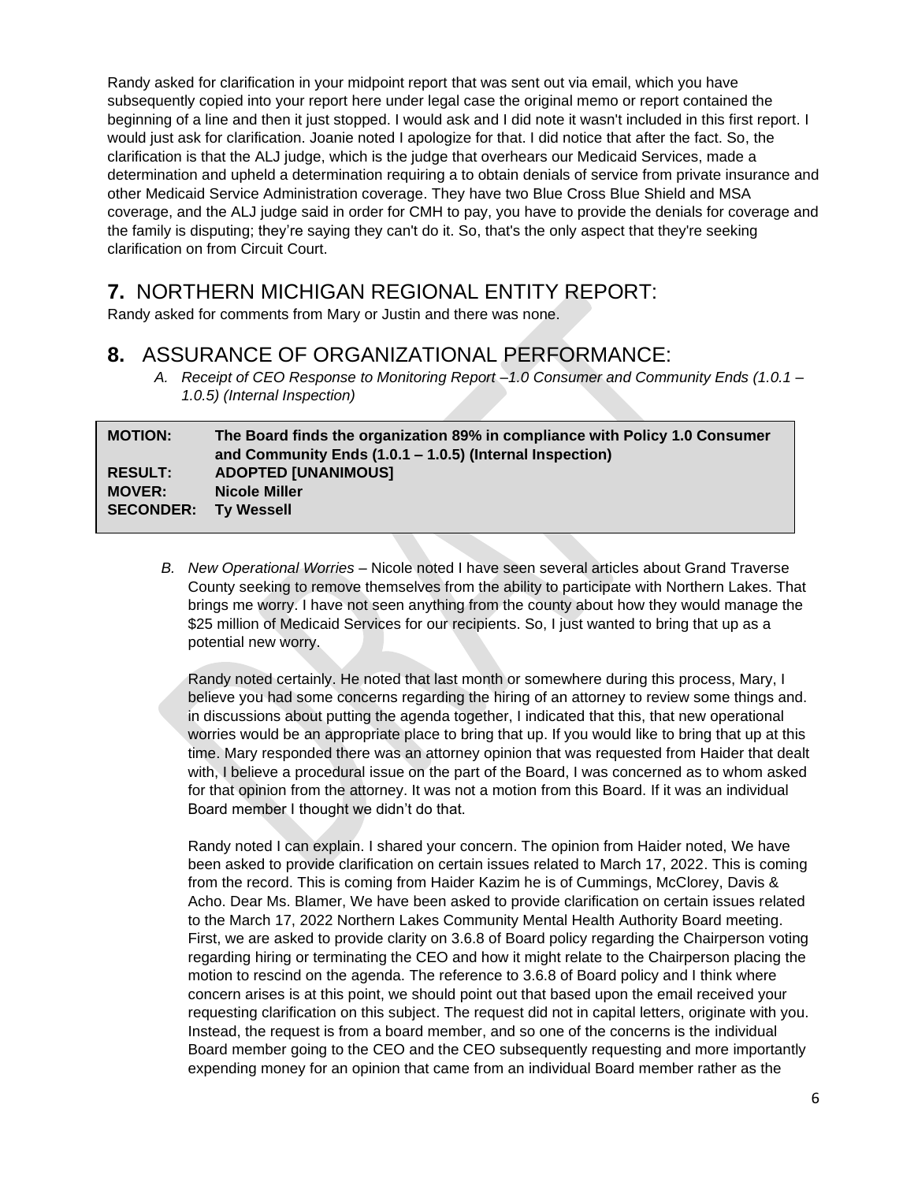Randy asked for clarification in your midpoint report that was sent out via email, which you have subsequently copied into your report here under legal case the original memo or report contained the beginning of a line and then it just stopped. I would ask and I did note it wasn't included in this first report. I would just ask for clarification. Joanie noted I apologize for that. I did notice that after the fact. So, the clarification is that the ALJ judge, which is the judge that overhears our Medicaid Services, made a determination and upheld a determination requiring a to obtain denials of service from private insurance and other Medicaid Service Administration coverage. They have two Blue Cross Blue Shield and MSA coverage, and the ALJ judge said in order for CMH to pay, you have to provide the denials for coverage and the family is disputing; they're saying they can't do it. So, that's the only aspect that they're seeking clarification on from Circuit Court.

## 7. NORTHERN MICHIGAN REGIONAL ENTITY REPORT:

Randy asked for comments from Mary or Justin and there was none.

## 8. ASSURANCE OF ORGANIZATIONAL PERFORMANCE:

*A. Receipt of CEO Response to Monitoring Report –1.0 Consumer and Community Ends (1.0.1 – 1.0.5) (Internal Inspection)*

| | |
|---|---|
| **MOTION:** | **The Board finds the organization 89% in compliance with Policy 1.0 Consumer and Community Ends (1.0.1 – 1.0.5) (Internal Inspection)** |
| **RESULT:** | **ADOPTED [UNANIMOUS]** |
| **MOVER:** | **Nicole Miller** |
| **SECONDER:** | **Ty Wessell** |

*B. New Operational Worries* – Nicole noted I have seen several articles about Grand Traverse County seeking to remove themselves from the ability to participate with Northern Lakes. That brings me worry. I have not seen anything from the county about how they would manage the $25 million of Medicaid Services for our recipients. So, I just wanted to bring that up as a potential new worry.

Randy noted certainly. He noted that last month or somewhere during this process, Mary, I believe you had some concerns regarding the hiring of an attorney to review some things and. in discussions about putting the agenda together, I indicated that this, that new operational worries would be an appropriate place to bring that up. If you would like to bring that up at this time. Mary responded there was an attorney opinion that was requested from Haider that dealt with, I believe a procedural issue on the part of the Board, I was concerned as to whom asked for that opinion from the attorney. It was not a motion from this Board. If it was an individual Board member I thought we didn't do that.

Randy noted I can explain. I shared your concern. The opinion from Haider noted, We have been asked to provide clarification on certain issues related to March 17, 2022. This is coming from the record. This is coming from Haider Kazim he is of Cummings, McClorey, Davis & Acho. Dear Ms. Blamer, We have been asked to provide clarification on certain issues related to the March 17, 2022 Northern Lakes Community Mental Health Authority Board meeting. First, we are asked to provide clarity on 3.6.8 of Board policy regarding the Chairperson voting regarding hiring or terminating the CEO and how it might relate to the Chairperson placing the motion to rescind on the agenda. The reference to 3.6.8 of Board policy and I think where concern arises is at this point, we should point out that based upon the email received your requesting clarification on this subject. The request did not in capital letters, originate with you. Instead, the request is from a board member, and so one of the concerns is the individual Board member going to the CEO and the CEO subsequently requesting and more importantly expending money for an opinion that came from an individual Board member rather as the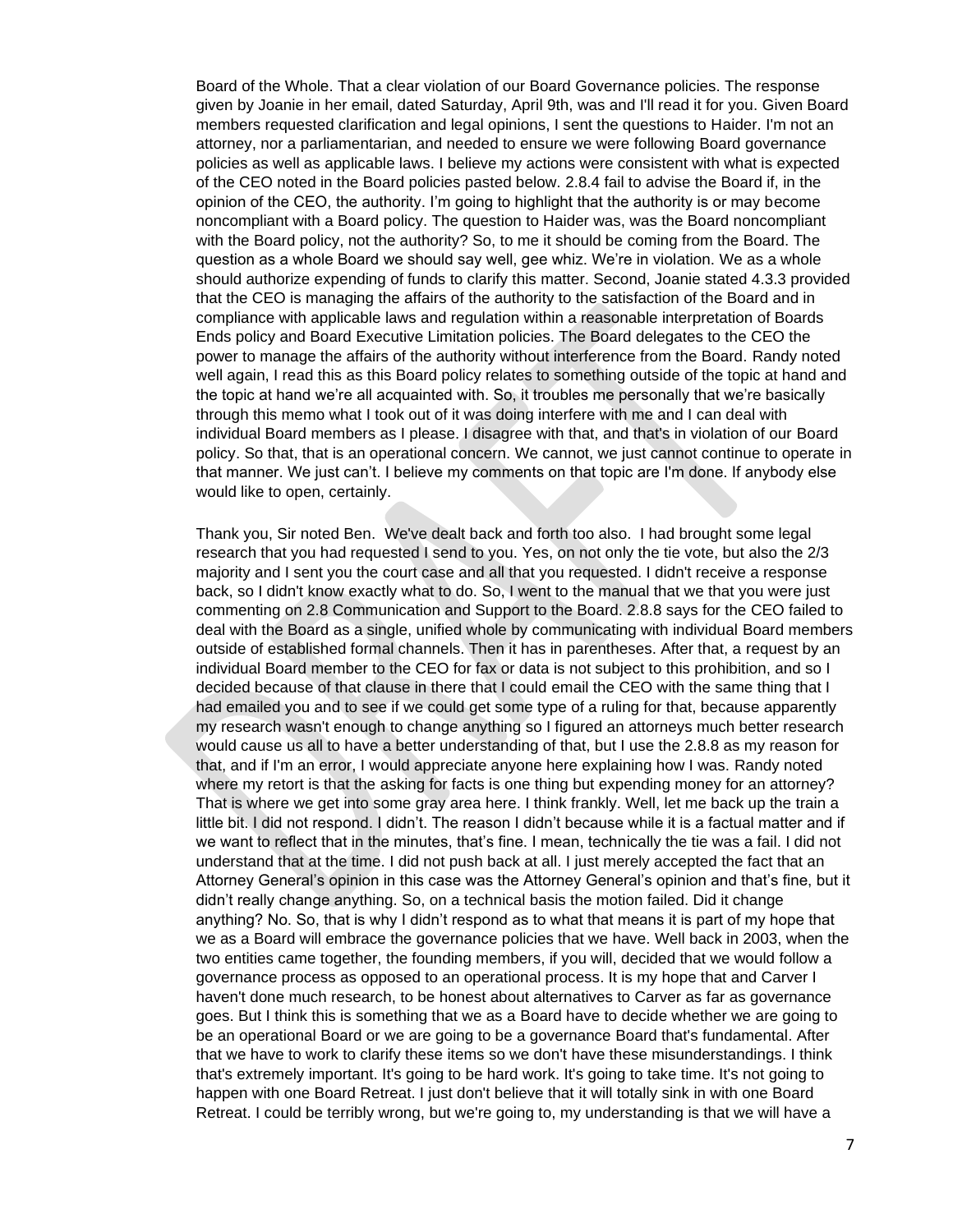Board of the Whole. That a clear violation of our Board Governance policies. The response given by Joanie in her email, dated Saturday, April 9th, was and I'll read it for you. Given Board members requested clarification and legal opinions, I sent the questions to Haider. I'm not an attorney, nor a parliamentarian, and needed to ensure we were following Board governance policies as well as applicable laws. I believe my actions were consistent with what is expected of the CEO noted in the Board policies pasted below. 2.8.4 fail to advise the Board if, in the opinion of the CEO, the authority. I'm going to highlight that the authority is or may become noncompliant with a Board policy. The question to Haider was, was the Board noncompliant with the Board policy, not the authority? So, to me it should be coming from the Board. The question as a whole Board we should say well, gee whiz. We're in violation. We as a whole should authorize expending of funds to clarify this matter. Second, Joanie stated 4.3.3 provided that the CEO is managing the affairs of the authority to the satisfaction of the Board and in compliance with applicable laws and regulation within a reasonable interpretation of Boards Ends policy and Board Executive Limitation policies. The Board delegates to the CEO the power to manage the affairs of the authority without interference from the Board. Randy noted well again, I read this as this Board policy relates to something outside of the topic at hand and the topic at hand we're all acquainted with. So, it troubles me personally that we're basically through this memo what I took out of it was doing interfere with me and I can deal with individual Board members as I please. I disagree with that, and that's in violation of our Board policy. So that, that is an operational concern. We cannot, we just cannot continue to operate in that manner. We just can't. I believe my comments on that topic are I'm done. If anybody else would like to open, certainly.

Thank you, Sir noted Ben. We've dealt back and forth too also. I had brought some legal research that you had requested I send to you. Yes, on not only the tie vote, but also the 2/3 majority and I sent you the court case and all that you requested. I didn't receive a response back, so I didn't know exactly what to do. So, I went to the manual that we that you were just commenting on 2.8 Communication and Support to the Board. 2.8.8 says for the CEO failed to deal with the Board as a single, unified whole by communicating with individual Board members outside of established formal channels. Then it has in parentheses. After that, a request by an individual Board member to the CEO for fax or data is not subject to this prohibition, and so I decided because of that clause in there that I could email the CEO with the same thing that I had emailed you and to see if we could get some type of a ruling for that, because apparently my research wasn't enough to change anything so I figured an attorneys much better research would cause us all to have a better understanding of that, but I use the 2.8.8 as my reason for that, and if I'm an error, I would appreciate anyone here explaining how I was. Randy noted where my retort is that the asking for facts is one thing but expending money for an attorney? That is where we get into some gray area here. I think frankly. Well, let me back up the train a little bit. I did not respond. I didn't. The reason I didn't because while it is a factual matter and if we want to reflect that in the minutes, that's fine. I mean, technically the tie was a fail. I did not understand that at the time. I did not push back at all. I just merely accepted the fact that an Attorney General's opinion in this case was the Attorney General's opinion and that's fine, but it didn't really change anything. So, on a technical basis the motion failed. Did it change anything? No. So, that is why I didn't respond as to what that means it is part of my hope that we as a Board will embrace the governance policies that we have. Well back in 2003, when the two entities came together, the founding members, if you will, decided that we would follow a governance process as opposed to an operational process. It is my hope that and Carver I haven't done much research, to be honest about alternatives to Carver as far as governance goes. But I think this is something that we as a Board have to decide whether we are going to be an operational Board or we are going to be a governance Board that's fundamental. After that we have to work to clarify these items so we don't have these misunderstandings. I think that's extremely important. It's going to be hard work. It's going to take time. It's not going to happen with one Board Retreat. I just don't believe that it will totally sink in with one Board Retreat. I could be terribly wrong, but we're going to, my understanding is that we will have a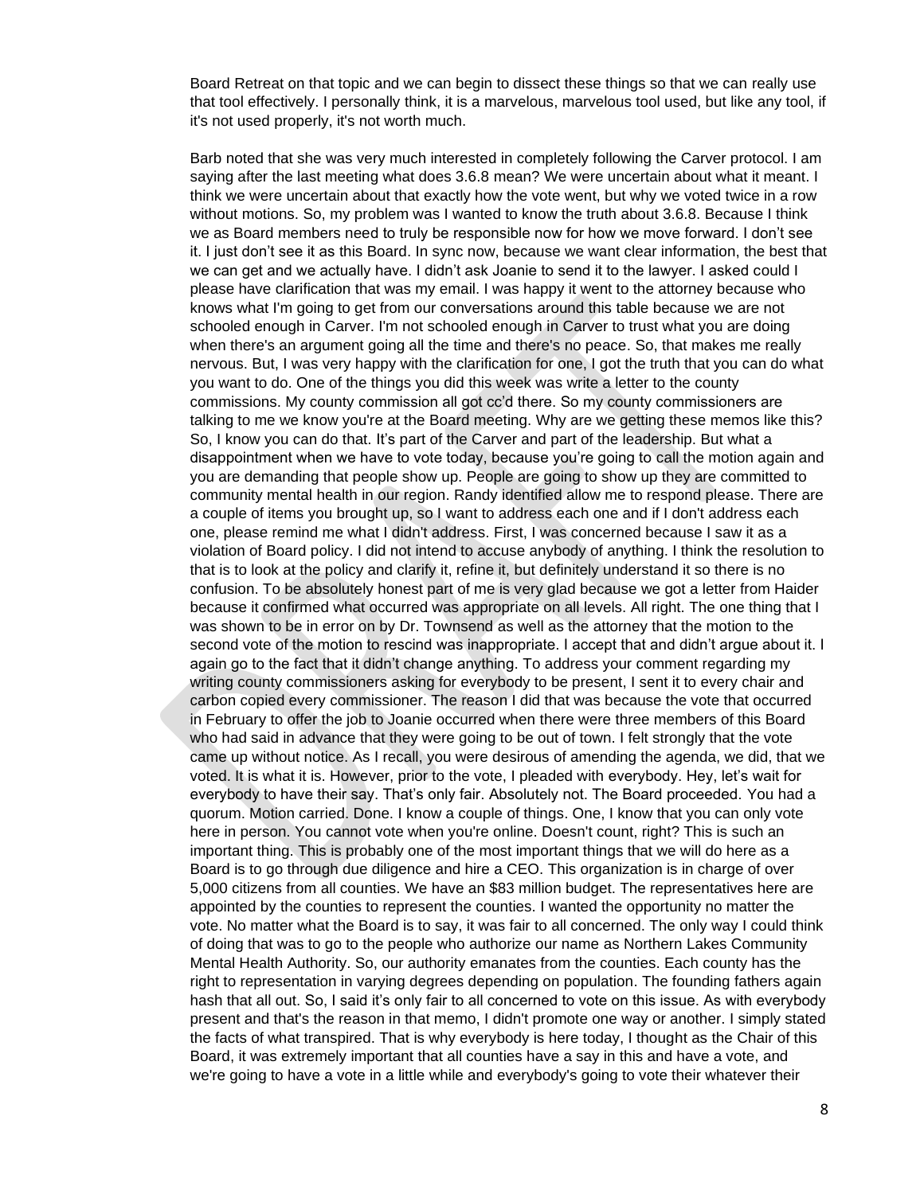Board Retreat on that topic and we can begin to dissect these things so that we can really use that tool effectively. I personally think, it is a marvelous, marvelous tool used, but like any tool, if it's not used properly, it's not worth much.

Barb noted that she was very much interested in completely following the Carver protocol. I am saying after the last meeting what does 3.6.8 mean? We were uncertain about what it meant. I think we were uncertain about that exactly how the vote went, but why we voted twice in a row without motions. So, my problem was I wanted to know the truth about 3.6.8. Because I think we as Board members need to truly be responsible now for how we move forward. I don't see it. I just don't see it as this Board. In sync now, because we want clear information, the best that we can get and we actually have. I didn't ask Joanie to send it to the lawyer. I asked could I please have clarification that was my email. I was happy it went to the attorney because who knows what I'm going to get from our conversations around this table because we are not schooled enough in Carver. I'm not schooled enough in Carver to trust what you are doing when there's an argument going all the time and there's no peace. So, that makes me really nervous. But, I was very happy with the clarification for one, I got the truth that you can do what you want to do. One of the things you did this week was write a letter to the county commissions. My county commission all got cc'd there. So my county commissioners are talking to me we know you're at the Board meeting. Why are we getting these memos like this? So, I know you can do that. It's part of the Carver and part of the leadership. But what a disappointment when we have to vote today, because you're going to call the motion again and you are demanding that people show up. People are going to show up they are committed to community mental health in our region. Randy identified allow me to respond please. There are a couple of items you brought up, so I want to address each one and if I don't address each one, please remind me what I didn't address. First, I was concerned because I saw it as a violation of Board policy. I did not intend to accuse anybody of anything. I think the resolution to that is to look at the policy and clarify it, refine it, but definitely understand it so there is no confusion. To be absolutely honest part of me is very glad because we got a letter from Haider because it confirmed what occurred was appropriate on all levels. All right. The one thing that I was shown to be in error on by Dr. Townsend as well as the attorney that the motion to the second vote of the motion to rescind was inappropriate. I accept that and didn't argue about it. I again go to the fact that it didn't change anything. To address your comment regarding my writing county commissioners asking for everybody to be present, I sent it to every chair and carbon copied every commissioner. The reason I did that was because the vote that occurred in February to offer the job to Joanie occurred when there were three members of this Board who had said in advance that they were going to be out of town. I felt strongly that the vote came up without notice. As I recall, you were desirous of amending the agenda, we did, that we voted. It is what it is. However, prior to the vote, I pleaded with everybody. Hey, let's wait for everybody to have their say. That's only fair. Absolutely not. The Board proceeded. You had a quorum. Motion carried. Done. I know a couple of things. One, I know that you can only vote here in person. You cannot vote when you're online. Doesn't count, right? This is such an important thing. This is probably one of the most important things that we will do here as a Board is to go through due diligence and hire a CEO. This organization is in charge of over 5,000 citizens from all counties. We have an $83 million budget. The representatives here are appointed by the counties to represent the counties. I wanted the opportunity no matter the vote. No matter what the Board is to say, it was fair to all concerned. The only way I could think of doing that was to go to the people who authorize our name as Northern Lakes Community Mental Health Authority. So, our authority emanates from the counties. Each county has the right to representation in varying degrees depending on population. The founding fathers again hash that all out. So, I said it's only fair to all concerned to vote on this issue. As with everybody present and that's the reason in that memo, I didn't promote one way or another. I simply stated the facts of what transpired. That is why everybody is here today, I thought as the Chair of this Board, it was extremely important that all counties have a say in this and have a vote, and we're going to have a vote in a little while and everybody's going to vote their whatever their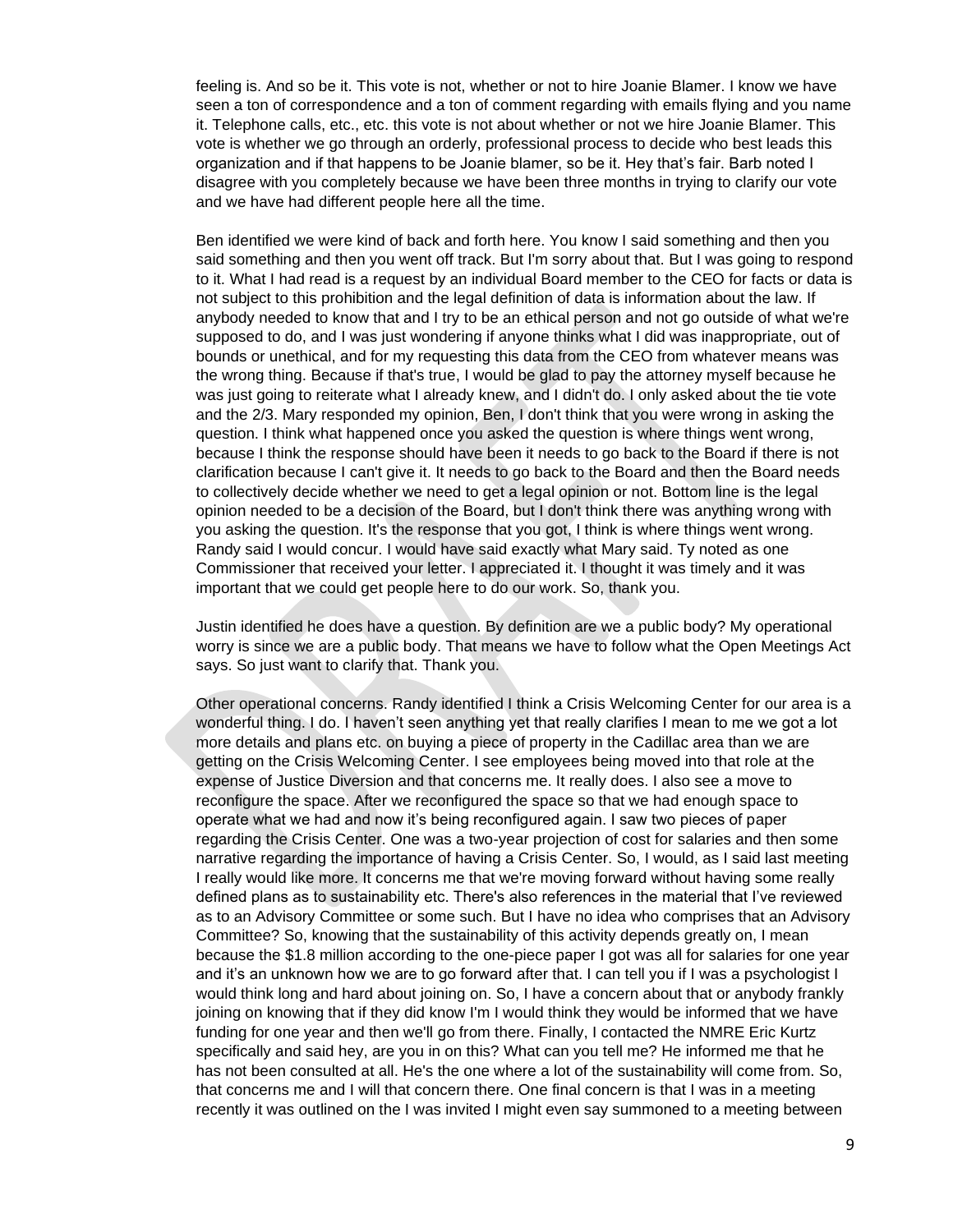feeling is. And so be it. This vote is not, whether or not to hire Joanie Blamer. I know we have seen a ton of correspondence and a ton of comment regarding with emails flying and you name it. Telephone calls, etc., etc. this vote is not about whether or not we hire Joanie Blamer. This vote is whether we go through an orderly, professional process to decide who best leads this organization and if that happens to be Joanie blamer, so be it. Hey that's fair. Barb noted I disagree with you completely because we have been three months in trying to clarify our vote and we have had different people here all the time.

Ben identified we were kind of back and forth here. You know I said something and then you said something and then you went off track. But I'm sorry about that. But I was going to respond to it. What I had read is a request by an individual Board member to the CEO for facts or data is not subject to this prohibition and the legal definition of data is information about the law. If anybody needed to know that and I try to be an ethical person and not go outside of what we're supposed to do, and I was just wondering if anyone thinks what I did was inappropriate, out of bounds or unethical, and for my requesting this data from the CEO from whatever means was the wrong thing. Because if that's true, I would be glad to pay the attorney myself because he was just going to reiterate what I already knew, and I didn't do. I only asked about the tie vote and the 2/3. Mary responded my opinion, Ben, I don't think that you were wrong in asking the question. I think what happened once you asked the question is where things went wrong, because I think the response should have been it needs to go back to the Board if there is not clarification because I can't give it. It needs to go back to the Board and then the Board needs to collectively decide whether we need to get a legal opinion or not. Bottom line is the legal opinion needed to be a decision of the Board, but I don't think there was anything wrong with you asking the question. It's the response that you got, I think is where things went wrong. Randy said I would concur. I would have said exactly what Mary said. Ty noted as one Commissioner that received your letter. I appreciated it. I thought it was timely and it was important that we could get people here to do our work. So, thank you.

Justin identified he does have a question. By definition are we a public body? My operational worry is since we are a public body. That means we have to follow what the Open Meetings Act says. So just want to clarify that. Thank you.

Other operational concerns. Randy identified I think a Crisis Welcoming Center for our area is a wonderful thing. I do. I haven't seen anything yet that really clarifies I mean to me we got a lot more details and plans etc. on buying a piece of property in the Cadillac area than we are getting on the Crisis Welcoming Center. I see employees being moved into that role at the expense of Justice Diversion and that concerns me. It really does. I also see a move to reconfigure the space. After we reconfigured the space so that we had enough space to operate what we had and now it's being reconfigured again. I saw two pieces of paper regarding the Crisis Center. One was a two-year projection of cost for salaries and then some narrative regarding the importance of having a Crisis Center. So, I would, as I said last meeting I really would like more. It concerns me that we're moving forward without having some really defined plans as to sustainability etc. There's also references in the material that I've reviewed as to an Advisory Committee or some such. But I have no idea who comprises that an Advisory Committee? So, knowing that the sustainability of this activity depends greatly on, I mean because the $1.8 million according to the one-piece paper I got was all for salaries for one year and it's an unknown how we are to go forward after that. I can tell you if I was a psychologist I would think long and hard about joining on. So, I have a concern about that or anybody frankly joining on knowing that if they did know I'm I would think they would be informed that we have funding for one year and then we'll go from there. Finally, I contacted the NMRE Eric Kurtz specifically and said hey, are you in on this? What can you tell me? He informed me that he has not been consulted at all. He's the one where a lot of the sustainability will come from. So, that concerns me and I will that concern there. One final concern is that I was in a meeting recently it was outlined on the I was invited I might even say summoned to a meeting between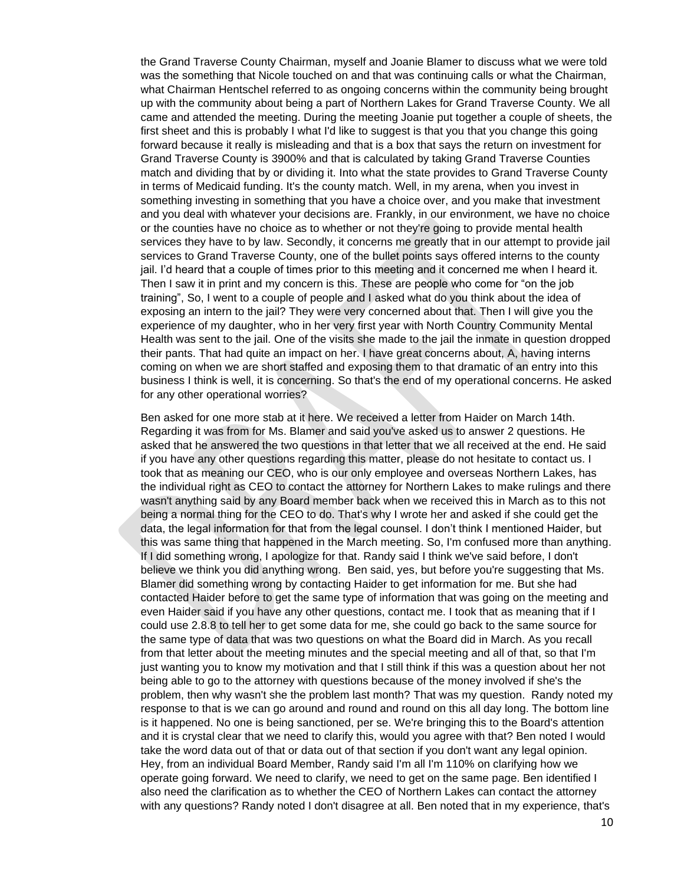the Grand Traverse County Chairman, myself and Joanie Blamer to discuss what we were told was the something that Nicole touched on and that was continuing calls or what the Chairman, what Chairman Hentschel referred to as ongoing concerns within the community being brought up with the community about being a part of Northern Lakes for Grand Traverse County. We all came and attended the meeting. During the meeting Joanie put together a couple of sheets, the first sheet and this is probably I what I'd like to suggest is that you that you change this going forward because it really is misleading and that is a box that says the return on investment for Grand Traverse County is 3900% and that is calculated by taking Grand Traverse Counties match and dividing that by or dividing it. Into what the state provides to Grand Traverse County in terms of Medicaid funding. It's the county match. Well, in my arena, when you invest in something investing in something that you have a choice over, and you make that investment and you deal with whatever your decisions are. Frankly, in our environment, we have no choice or the counties have no choice as to whether or not they're going to provide mental health services they have to by law. Secondly, it concerns me greatly that in our attempt to provide jail services to Grand Traverse County, one of the bullet points says offered interns to the county jail. I'd heard that a couple of times prior to this meeting and it concerned me when I heard it. Then I saw it in print and my concern is this. These are people who come for "on the job training", So, I went to a couple of people and I asked what do you think about the idea of exposing an intern to the jail? They were very concerned about that. Then I will give you the experience of my daughter, who in her very first year with North Country Community Mental Health was sent to the jail. One of the visits she made to the jail the inmate in question dropped their pants. That had quite an impact on her. I have great concerns about, A, having interns coming on when we are short staffed and exposing them to that dramatic of an entry into this business I think is well, it is concerning. So that's the end of my operational concerns. He asked for any other operational worries?

Ben asked for one more stab at it here. We received a letter from Haider on March 14th. Regarding it was from for Ms. Blamer and said you've asked us to answer 2 questions. He asked that he answered the two questions in that letter that we all received at the end. He said if you have any other questions regarding this matter, please do not hesitate to contact us. I took that as meaning our CEO, who is our only employee and overseas Northern Lakes, has the individual right as CEO to contact the attorney for Northern Lakes to make rulings and there wasn't anything said by any Board member back when we received this in March as to this not being a normal thing for the CEO to do. That's why I wrote her and asked if she could get the data, the legal information for that from the legal counsel. I don't think I mentioned Haider, but this was same thing that happened in the March meeting. So, I'm confused more than anything. If I did something wrong, I apologize for that. Randy said I think we've said before, I don't believe we think you did anything wrong. Ben said, yes, but before you're suggesting that Ms. Blamer did something wrong by contacting Haider to get information for me. But she had contacted Haider before to get the same type of information that was going on the meeting and even Haider said if you have any other questions, contact me. I took that as meaning that if I could use 2.8.8 to tell her to get some data for me, she could go back to the same source for the same type of data that was two questions on what the Board did in March. As you recall from that letter about the meeting minutes and the special meeting and all of that, so that I'm just wanting you to know my motivation and that I still think if this was a question about her not being able to go to the attorney with questions because of the money involved if she's the problem, then why wasn't she the problem last month? That was my question. Randy noted my response to that is we can go around and round and round on this all day long. The bottom line is it happened. No one is being sanctioned, per se. We're bringing this to the Board's attention and it is crystal clear that we need to clarify this, would you agree with that? Ben noted I would take the word data out of that or data out of that section if you don't want any legal opinion. Hey, from an individual Board Member, Randy said I'm all I'm 110% on clarifying how we operate going forward. We need to clarify, we need to get on the same page. Ben identified I also need the clarification as to whether the CEO of Northern Lakes can contact the attorney with any questions? Randy noted I don't disagree at all. Ben noted that in my experience, that's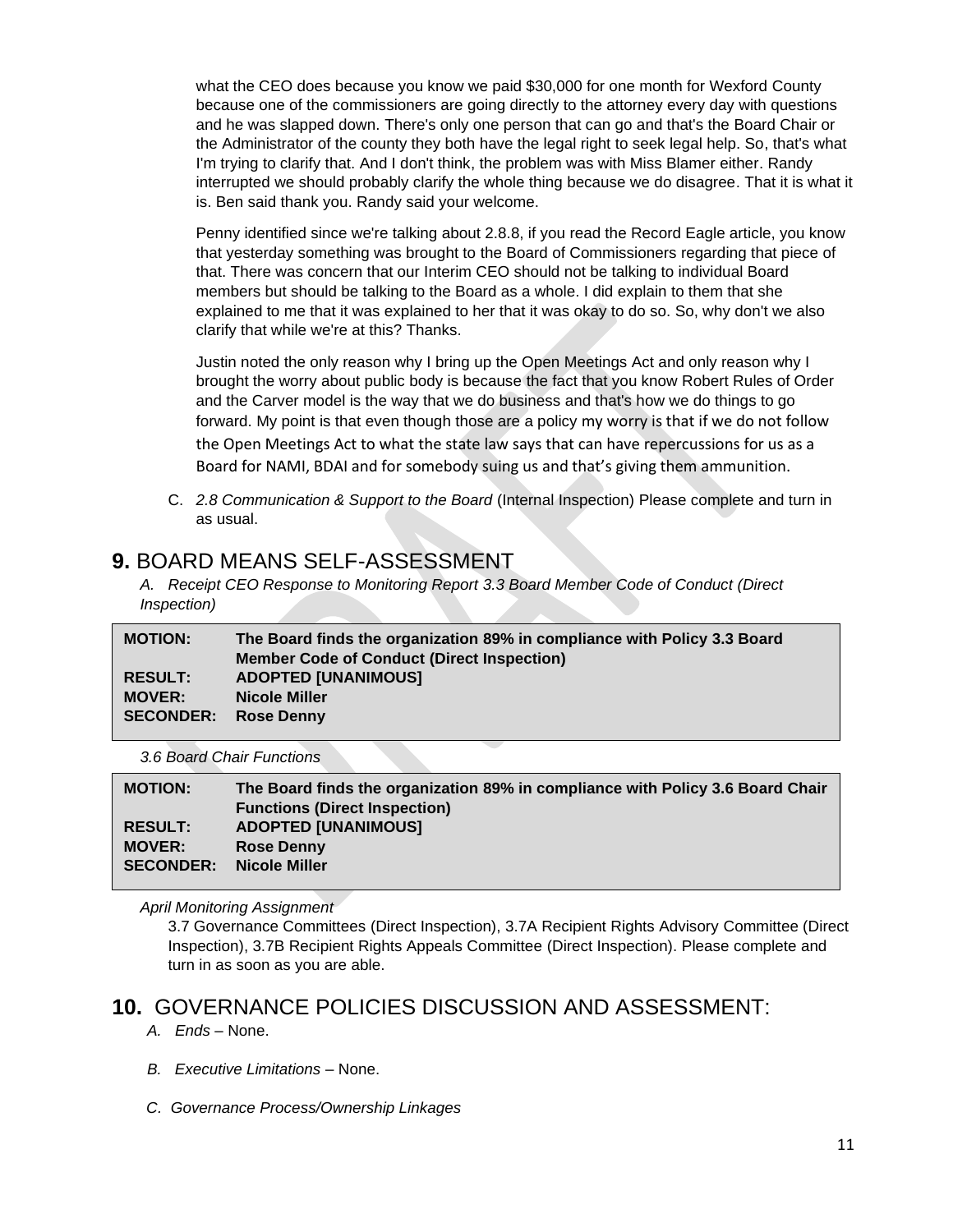what the CEO does because you know we paid $30,000 for one month for Wexford County because one of the commissioners are going directly to the attorney every day with questions and he was slapped down. There's only one person that can go and that's the Board Chair or the Administrator of the county they both have the legal right to seek legal help. So, that's what I'm trying to clarify that. And I don't think, the problem was with Miss Blamer either. Randy interrupted we should probably clarify the whole thing because we do disagree. That it is what it is. Ben said thank you. Randy said your welcome.

Penny identified since we're talking about 2.8.8, if you read the Record Eagle article, you know that yesterday something was brought to the Board of Commissioners regarding that piece of that. There was concern that our Interim CEO should not be talking to individual Board members but should be talking to the Board as a whole. I did explain to them that she explained to me that it was explained to her that it was okay to do so. So, why don't we also clarify that while we're at this? Thanks.

Justin noted the only reason why I bring up the Open Meetings Act and only reason why I brought the worry about public body is because the fact that you know Robert Rules of Order and the Carver model is the way that we do business and that's how we do things to go forward. My point is that even though those are a policy my worry is that if we do not follow the Open Meetings Act to what the state law says that can have repercussions for us as a Board for NAMI, BDAI and for somebody suing us and that's giving them ammunition.

C. *2.8 Communication & Support to the Board* (Internal Inspection) Please complete and turn in as usual.

## 9. BOARD MEANS SELF-ASSESSMENT

*A. Receipt CEO Response to Monitoring Report 3.3 Board Member Code of Conduct (Direct Inspection)*

| | |
|---|---|
| **MOTION:** | **The Board finds the organization 89% in compliance with Policy 3.3 Board Member Code of Conduct (Direct Inspection)** |
| **RESULT:** | **ADOPTED [UNANIMOUS]** |
| **MOVER:** | **Nicole Miller** |
| **SECONDER:** | **Rose Denny** |

*3.6 Board Chair Functions*

| | |
|---|---|
| **MOTION:** | **The Board finds the organization 89% in compliance with Policy 3.6 Board Chair Functions (Direct Inspection)** |
| **RESULT:** | **ADOPTED [UNANIMOUS]** |
| **MOVER:** | **Rose Denny** |
| **SECONDER:** | **Nicole Miller** |

*April Monitoring Assignment*

3.7 Governance Committees (Direct Inspection), 3.7A Recipient Rights Advisory Committee (Direct Inspection), 3.7B Recipient Rights Appeals Committee (Direct Inspection). Please complete and turn in as soon as you are able.

## 10. GOVERNANCE POLICIES DISCUSSION AND ASSESSMENT:

*A. Ends* – None.

*B. Executive Limitations* – None.

*C. Governance Process/Ownership Linkages*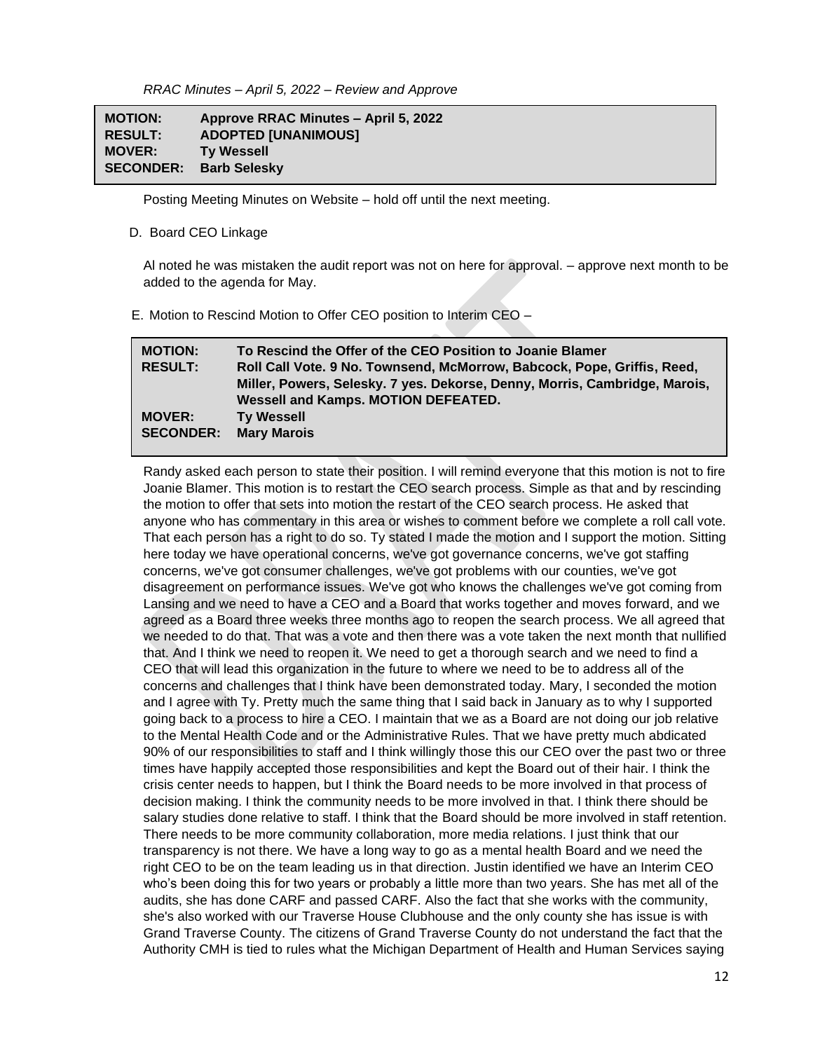*RRAC Minutes – April 5, 2022 – Review and Approve*

| | |
|---|---|
| **MOTION:** | **Approve RRAC Minutes – April 5, 2022** |
| **RESULT:** | **ADOPTED [UNANIMOUS]** |
| **MOVER:** | **Ty Wessell** |
| **SECONDER:** | **Barb Selesky** |

Posting Meeting Minutes on Website – hold off until the next meeting.

D. Board CEO Linkage

Al noted he was mistaken the audit report was not on here for approval. – approve next month to be added to the agenda for May.

E. Motion to Rescind Motion to Offer CEO position to Interim CEO –

| | |
|---|---|
| **MOTION:** | **To Rescind the Offer of the CEO Position to Joanie Blamer** |
| **RESULT:** | **Roll Call Vote. 9 No. Townsend, McMorrow, Babcock, Pope, Griffis, Reed, Miller, Powers, Selesky. 7 yes. Dekorse, Denny, Morris, Cambridge, Marois, Wessell and Kamps. MOTION DEFEATED.** |
| **MOVER:** | **Ty Wessell** |
| **SECONDER:** | **Mary Marois** |

Randy asked each person to state their position. I will remind everyone that this motion is not to fire Joanie Blamer. This motion is to restart the CEO search process. Simple as that and by rescinding the motion to offer that sets into motion the restart of the CEO search process. He asked that anyone who has commentary in this area or wishes to comment before we complete a roll call vote. That each person has a right to do so. Ty stated I made the motion and I support the motion. Sitting here today we have operational concerns, we've got governance concerns, we've got staffing concerns, we've got consumer challenges, we've got problems with our counties, we've got disagreement on performance issues. We've got who knows the challenges we've got coming from Lansing and we need to have a CEO and a Board that works together and moves forward, and we agreed as a Board three weeks three months ago to reopen the search process. We all agreed that we needed to do that. That was a vote and then there was a vote taken the next month that nullified that. And I think we need to reopen it. We need to get a thorough search and we need to find a CEO that will lead this organization in the future to where we need to be to address all of the concerns and challenges that I think have been demonstrated today. Mary, I seconded the motion and I agree with Ty. Pretty much the same thing that I said back in January as to why I supported going back to a process to hire a CEO. I maintain that we as a Board are not doing our job relative to the Mental Health Code and or the Administrative Rules. That we have pretty much abdicated 90% of our responsibilities to staff and I think willingly those this our CEO over the past two or three times have happily accepted those responsibilities and kept the Board out of their hair. I think the crisis center needs to happen, but I think the Board needs to be more involved in that process of decision making. I think the community needs to be more involved in that. I think there should be salary studies done relative to staff. I think that the Board should be more involved in staff retention. There needs to be more community collaboration, more media relations. I just think that our transparency is not there. We have a long way to go as a mental health Board and we need the right CEO to be on the team leading us in that direction. Justin identified we have an Interim CEO who's been doing this for two years or probably a little more than two years. She has met all of the audits, she has done CARF and passed CARF. Also the fact that she works with the community, she's also worked with our Traverse House Clubhouse and the only county she has issue is with Grand Traverse County. The citizens of Grand Traverse County do not understand the fact that the Authority CMH is tied to rules what the Michigan Department of Health and Human Services saying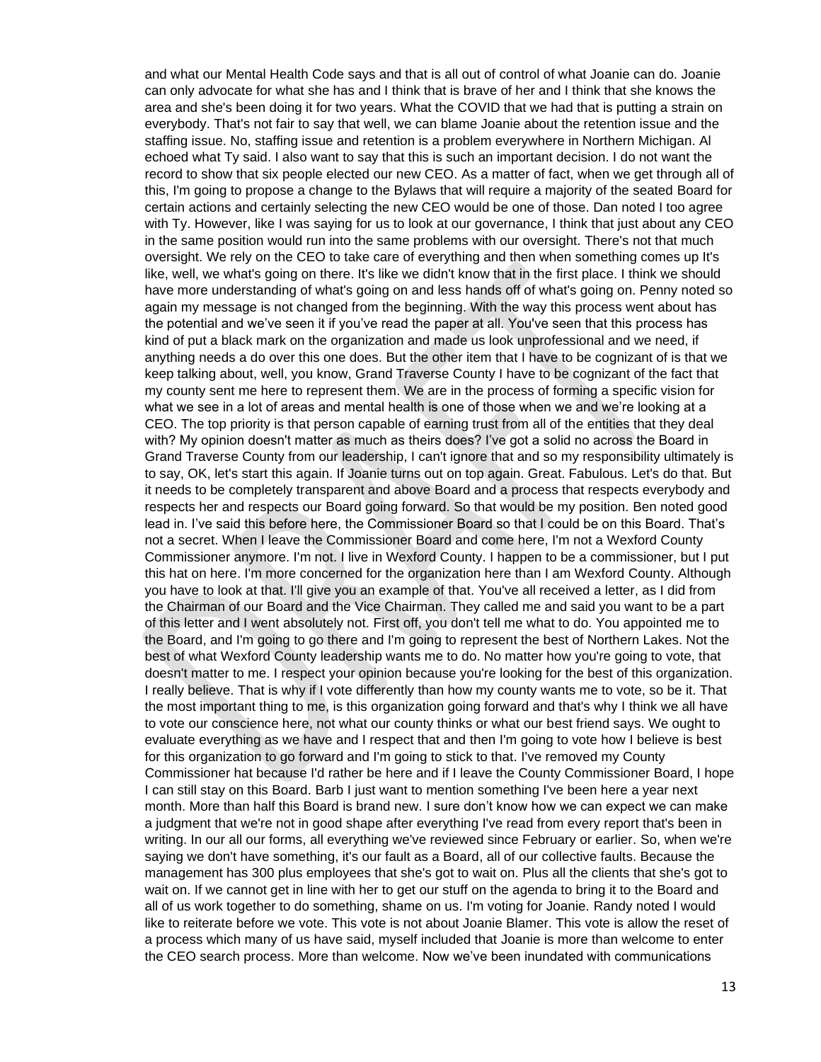and what our Mental Health Code says and that is all out of control of what Joanie can do. Joanie can only advocate for what she has and I think that is brave of her and I think that she knows the area and she's been doing it for two years. What the COVID that we had that is putting a strain on everybody. That's not fair to say that well, we can blame Joanie about the retention issue and the staffing issue. No, staffing issue and retention is a problem everywhere in Northern Michigan. Al echoed what Ty said. I also want to say that this is such an important decision. I do not want the record to show that six people elected our new CEO. As a matter of fact, when we get through all of this, I'm going to propose a change to the Bylaws that will require a majority of the seated Board for certain actions and certainly selecting the new CEO would be one of those. Dan noted I too agree with Ty. However, like I was saying for us to look at our governance, I think that just about any CEO in the same position would run into the same problems with our oversight. There's not that much oversight. We rely on the CEO to take care of everything and then when something comes up It's like, well, we what's going on there. It's like we didn't know that in the first place. I think we should have more understanding of what's going on and less hands off of what's going on. Penny noted so again my message is not changed from the beginning. With the way this process went about has the potential and we've seen it if you've read the paper at all. You've seen that this process has kind of put a black mark on the organization and made us look unprofessional and we need, if anything needs a do over this one does. But the other item that I have to be cognizant of is that we keep talking about, well, you know, Grand Traverse County I have to be cognizant of the fact that my county sent me here to represent them. We are in the process of forming a specific vision for what we see in a lot of areas and mental health is one of those when we and we're looking at a CEO. The top priority is that person capable of earning trust from all of the entities that they deal with? My opinion doesn't matter as much as theirs does? I've got a solid no across the Board in Grand Traverse County from our leadership, I can't ignore that and so my responsibility ultimately is to say, OK, let's start this again. If Joanie turns out on top again. Great. Fabulous. Let's do that. But it needs to be completely transparent and above Board and a process that respects everybody and respects her and respects our Board going forward. So that would be my position. Ben noted good lead in. I've said this before here, the Commissioner Board so that I could be on this Board. That's not a secret. When I leave the Commissioner Board and come here, I'm not a Wexford County Commissioner anymore. I'm not. I live in Wexford County. I happen to be a commissioner, but I put this hat on here. I'm more concerned for the organization here than I am Wexford County. Although you have to look at that. I'll give you an example of that. You've all received a letter, as I did from the Chairman of our Board and the Vice Chairman. They called me and said you want to be a part of this letter and I went absolutely not. First off, you don't tell me what to do. You appointed me to the Board, and I'm going to go there and I'm going to represent the best of Northern Lakes. Not the best of what Wexford County leadership wants me to do. No matter how you're going to vote, that doesn't matter to me. I respect your opinion because you're looking for the best of this organization. I really believe. That is why if I vote differently than how my county wants me to vote, so be it. That the most important thing to me, is this organization going forward and that's why I think we all have to vote our conscience here, not what our county thinks or what our best friend says. We ought to evaluate everything as we have and I respect that and then I'm going to vote how I believe is best for this organization to go forward and I'm going to stick to that. I've removed my County Commissioner hat because I'd rather be here and if I leave the County Commissioner Board, I hope I can still stay on this Board. Barb I just want to mention something I've been here a year next month. More than half this Board is brand new. I sure don't know how we can expect we can make a judgment that we're not in good shape after everything I've read from every report that's been in writing. In our all our forms, all everything we've reviewed since February or earlier. So, when we're saying we don't have something, it's our fault as a Board, all of our collective faults. Because the management has 300 plus employees that she's got to wait on. Plus all the clients that she's got to wait on. If we cannot get in line with her to get our stuff on the agenda to bring it to the Board and all of us work together to do something, shame on us. I'm voting for Joanie. Randy noted I would like to reiterate before we vote. This vote is not about Joanie Blamer. This vote is allow the reset of a process which many of us have said, myself included that Joanie is more than welcome to enter the CEO search process. More than welcome. Now we've been inundated with communications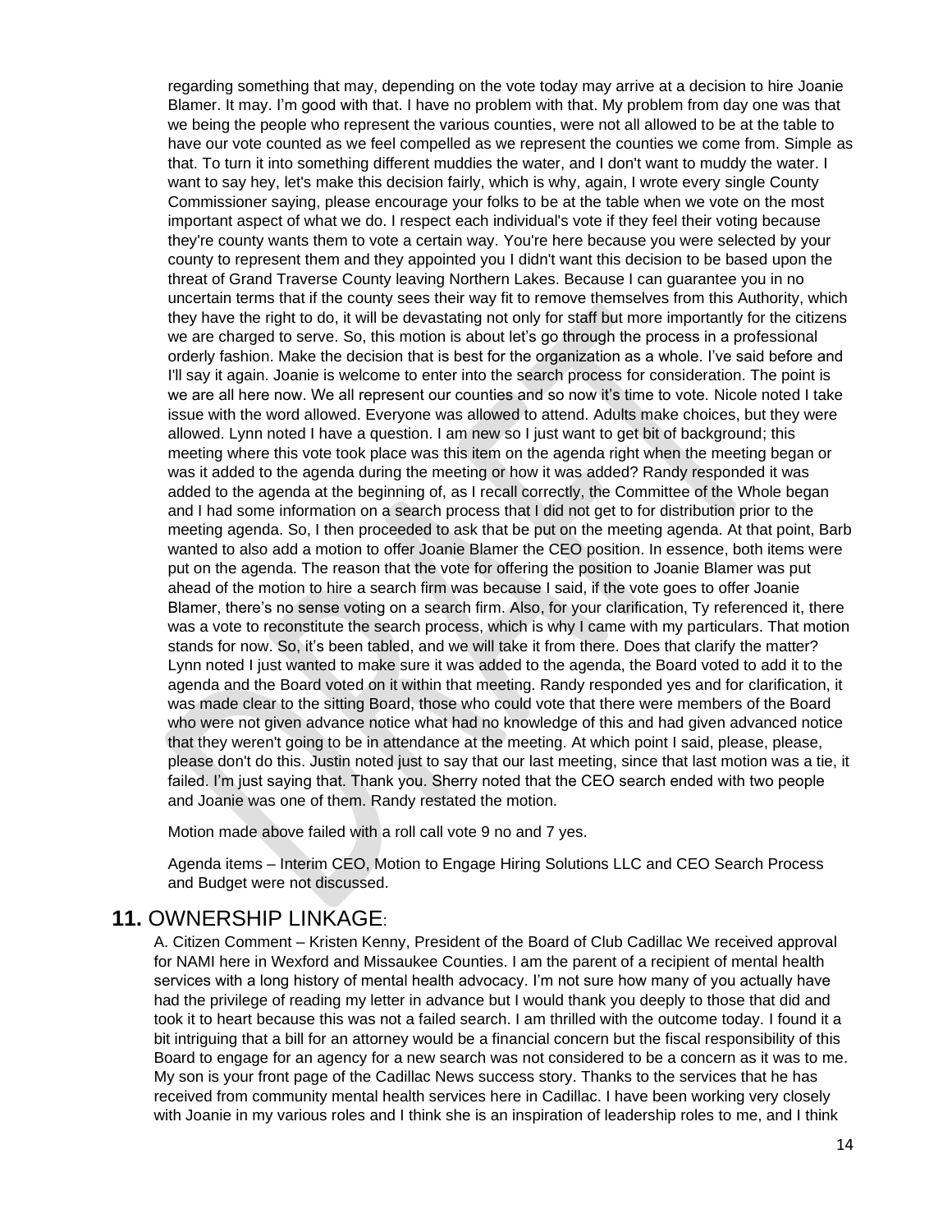regarding something that may, depending on the vote today may arrive at a decision to hire Joanie Blamer. It may. I'm good with that. I have no problem with that. My problem from day one was that we being the people who represent the various counties, were not all allowed to be at the table to have our vote counted as we feel compelled as we represent the counties we come from. Simple as that. To turn it into something different muddies the water, and I don't want to muddy the water. I want to say hey, let's make this decision fairly, which is why, again, I wrote every single County Commissioner saying, please encourage your folks to be at the table when we vote on the most important aspect of what we do. I respect each individual's vote if they feel their voting because they're county wants them to vote a certain way. You're here because you were selected by your county to represent them and they appointed you I didn't want this decision to be based upon the threat of Grand Traverse County leaving Northern Lakes. Because I can guarantee you in no uncertain terms that if the county sees their way fit to remove themselves from this Authority, which they have the right to do, it will be devastating not only for staff but more importantly for the citizens we are charged to serve. So, this motion is about let's go through the process in a professional orderly fashion. Make the decision that is best for the organization as a whole. I've said before and I'll say it again. Joanie is welcome to enter into the search process for consideration. The point is we are all here now. We all represent our counties and so now it's time to vote. Nicole noted I take issue with the word allowed. Everyone was allowed to attend. Adults make choices, but they were allowed. Lynn noted I have a question. I am new so I just want to get bit of background; this meeting where this vote took place was this item on the agenda right when the meeting began or was it added to the agenda during the meeting or how it was added? Randy responded it was added to the agenda at the beginning of, as I recall correctly, the Committee of the Whole began and I had some information on a search process that I did not get to for distribution prior to the meeting agenda. So, I then proceeded to ask that be put on the meeting agenda. At that point, Barb wanted to also add a motion to offer Joanie Blamer the CEO position. In essence, both items were put on the agenda. The reason that the vote for offering the position to Joanie Blamer was put ahead of the motion to hire a search firm was because I said, if the vote goes to offer Joanie Blamer, there's no sense voting on a search firm. Also, for your clarification, Ty referenced it, there was a vote to reconstitute the search process, which is why I came with my particulars. That motion stands for now. So, it's been tabled, and we will take it from there. Does that clarify the matter? Lynn noted I just wanted to make sure it was added to the agenda, the Board voted to add it to the agenda and the Board voted on it within that meeting. Randy responded yes and for clarification, it was made clear to the sitting Board, those who could vote that there were members of the Board who were not given advance notice what had no knowledge of this and had given advanced notice that they weren't going to be in attendance at the meeting. At which point I said, please, please, please don't do this. Justin noted just to say that our last meeting, since that last motion was a tie, it failed. I'm just saying that. Thank you. Sherry noted that the CEO search ended with two people and Joanie was one of them. Randy restated the motion.

Motion made above failed with a roll call vote 9 no and 7 yes.

Agenda items – Interim CEO, Motion to Engage Hiring Solutions LLC and CEO Search Process and Budget were not discussed.

## 11. OWNERSHIP LINKAGE:

A. Citizen Comment – Kristen Kenny, President of the Board of Club Cadillac We received approval for NAMI here in Wexford and Missaukee Counties. I am the parent of a recipient of mental health services with a long history of mental health advocacy. I'm not sure how many of you actually have had the privilege of reading my letter in advance but I would thank you deeply to those that did and took it to heart because this was not a failed search. I am thrilled with the outcome today. I found it a bit intriguing that a bill for an attorney would be a financial concern but the fiscal responsibility of this Board to engage for an agency for a new search was not considered to be a concern as it was to me. My son is your front page of the Cadillac News success story. Thanks to the services that he has received from community mental health services here in Cadillac. I have been working very closely with Joanie in my various roles and I think she is an inspiration of leadership roles to me, and I think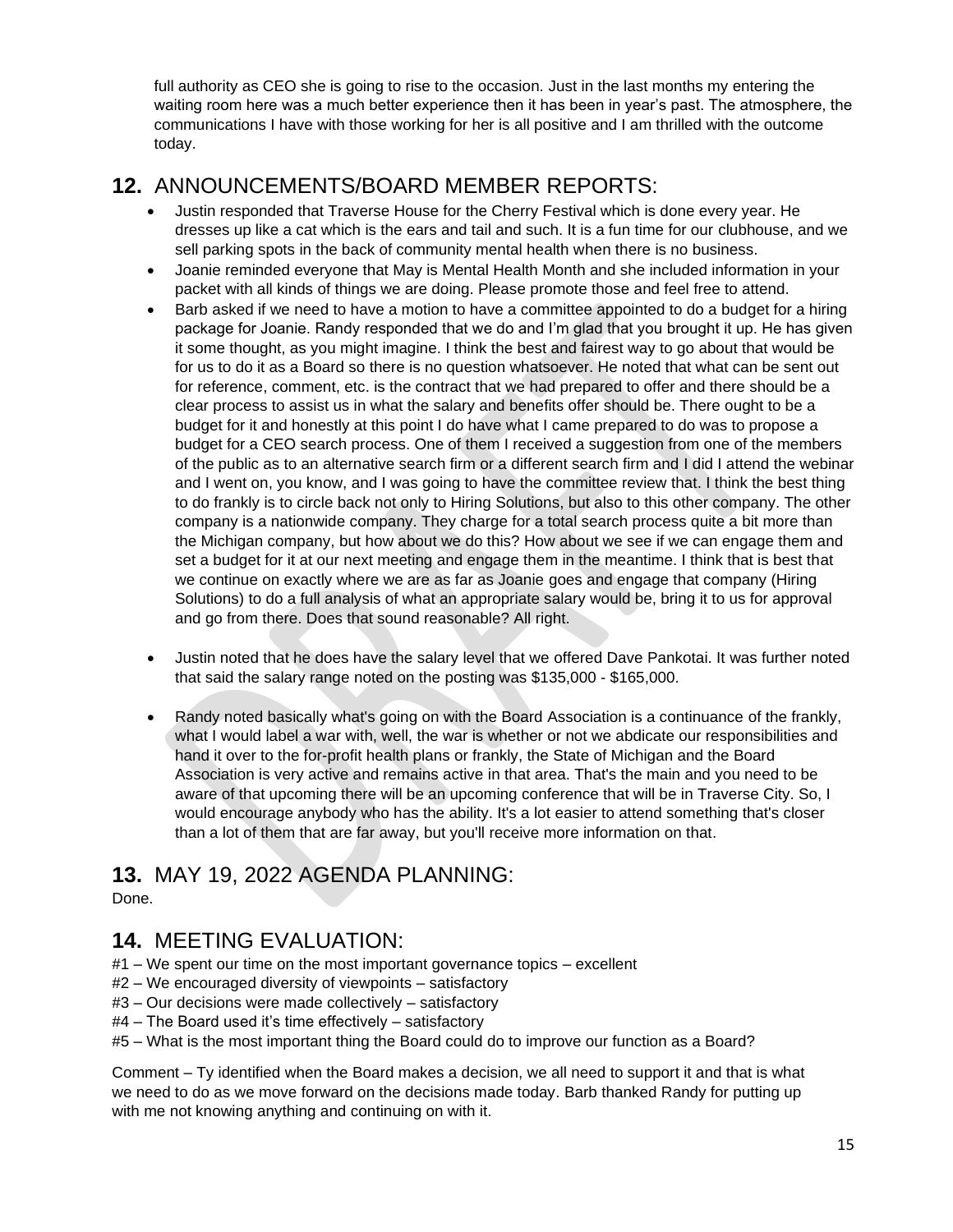full authority as CEO she is going to rise to the occasion. Just in the last months my entering the waiting room here was a much better experience then it has been in year's past. The atmosphere, the communications I have with those working for her is all positive and I am thrilled with the outcome today.

## 12. ANNOUNCEMENTS/BOARD MEMBER REPORTS:

- Justin responded that Traverse House for the Cherry Festival which is done every year. He dresses up like a cat which is the ears and tail and such. It is a fun time for our clubhouse, and we sell parking spots in the back of community mental health when there is no business.
- Joanie reminded everyone that May is Mental Health Month and she included information in your packet with all kinds of things we are doing. Please promote those and feel free to attend.
- Barb asked if we need to have a motion to have a committee appointed to do a budget for a hiring package for Joanie. Randy responded that we do and I'm glad that you brought it up. He has given it some thought, as you might imagine. I think the best and fairest way to go about that would be for us to do it as a Board so there is no question whatsoever. He noted that what can be sent out for reference, comment, etc. is the contract that we had prepared to offer and there should be a clear process to assist us in what the salary and benefits offer should be. There ought to be a budget for it and honestly at this point I do have what I came prepared to do was to propose a budget for a CEO search process. One of them I received a suggestion from one of the members of the public as to an alternative search firm or a different search firm and I did I attend the webinar and I went on, you know, and I was going to have the committee review that. I think the best thing to do frankly is to circle back not only to Hiring Solutions, but also to this other company. The other company is a nationwide company. They charge for a total search process quite a bit more than the Michigan company, but how about we do this? How about we see if we can engage them and set a budget for it at our next meeting and engage them in the meantime. I think that is best that we continue on exactly where we are as far as Joanie goes and engage that company (Hiring Solutions) to do a full analysis of what an appropriate salary would be, bring it to us for approval and go from there. Does that sound reasonable? All right.
- Justin noted that he does have the salary level that we offered Dave Pankotai. It was further noted that said the salary range noted on the posting was \$135,000 - \$165,000.
- Randy noted basically what's going on with the Board Association is a continuance of the frankly, what I would label a war with, well, the war is whether or not we abdicate our responsibilities and hand it over to the for-profit health plans or frankly, the State of Michigan and the Board Association is very active and remains active in that area. That's the main and you need to be aware of that upcoming there will be an upcoming conference that will be in Traverse City. So, I would encourage anybody who has the ability. It's a lot easier to attend something that's closer than a lot of them that are far away, but you'll receive more information on that.

## 13. MAY 19, 2022 AGENDA PLANNING:

Done.

## 14. MEETING EVALUATION:

#1 – We spent our time on the most important governance topics – excellent
#2 – We encouraged diversity of viewpoints – satisfactory
#3 – Our decisions were made collectively – satisfactory
#4 – The Board used it's time effectively – satisfactory
#5 – What is the most important thing the Board could do to improve our function as a Board?

Comment – Ty identified when the Board makes a decision, we all need to support it and that is what we need to do as we move forward on the decisions made today. Barb thanked Randy for putting up with me not knowing anything and continuing on with it.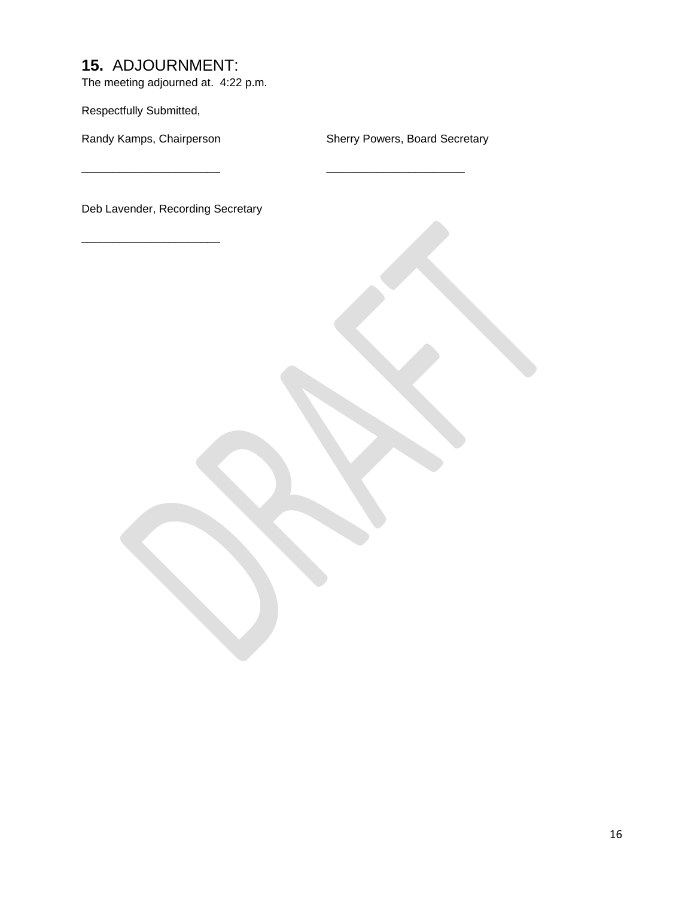## **15.** ADJOURNMENT:

The meeting adjourned at. 4:22 p.m.

Respectfully Submitted,

Randy Kamps, Chairperson

______________________

Sherry Powers, Board Secretary

______________________

Deb Lavender, Recording Secretary

______________________